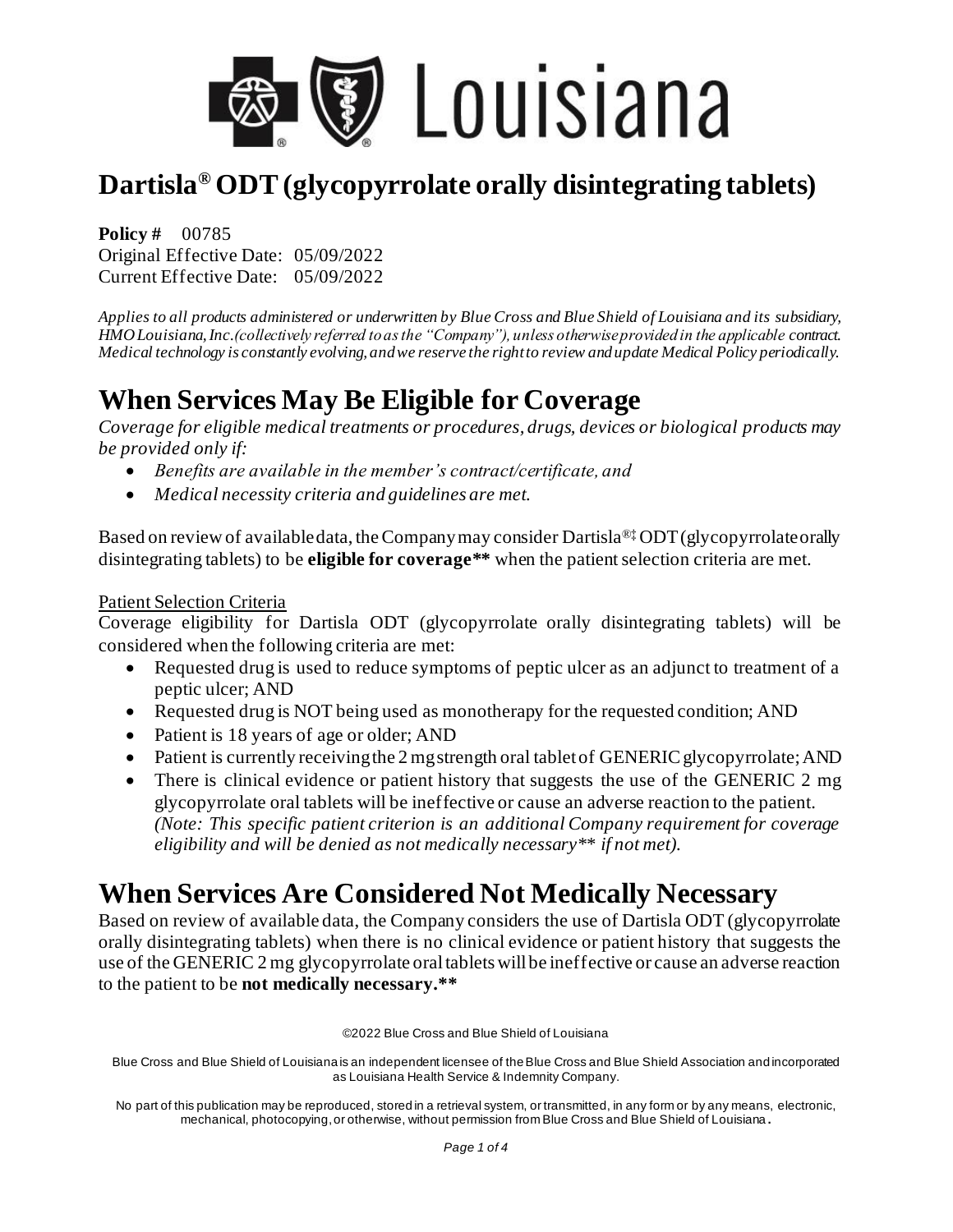# Dartisla® ODT (glycopyrrolate orally disintegrating tablets)

**Policy #** 00785
Original Effective Date: 05/09/2022
Current Effective Date: 05/09/2022

*Applies to all products administered or underwritten by Blue Cross and Blue Shield of Louisiana and its subsidiary, HMO Louisiana, Inc. (collectively referred to as the "Company"), unless otherwise provided in the applicable contract. Medical technology is constantly evolving, and we reserve the right to review and update Medical Policy periodically.*

## When Services May Be Eligible for Coverage

*Coverage for eligible medical treatments or procedures, drugs, devices or biological products may be provided only if:*

- *Benefits are available in the member's contract/certificate, and*
- *Medical necessity criteria and guidelines are met.*

Based on review of available data, the Company may consider Dartisla®‡ ODT (glycopyrrolate orally disintegrating tablets) to be **eligible for coverage**** when the patient selection criteria are met.

Patient Selection Criteria

Coverage eligibility for Dartisla ODT (glycopyrrolate orally disintegrating tablets) will be considered when the following criteria are met:

- Requested drug is used to reduce symptoms of peptic ulcer as an adjunct to treatment of a peptic ulcer; AND
- Requested drug is NOT being used as monotherapy for the requested condition; AND
- Patient is 18 years of age or older; AND
- Patient is currently receiving the 2 mg strength oral tablet of GENERIC glycopyrrolate; AND
- There is clinical evidence or patient history that suggests the use of the GENERIC 2 mg glycopyrrolate oral tablets will be ineffective or cause an adverse reaction to the patient. *(Note: This specific patient criterion is an additional Company requirement for coverage eligibility and will be denied as not medically necessary** if not met).*

## When Services Are Considered Not Medically Necessary

Based on review of available data, the Company considers the use of Dartisla ODT (glycopyrrolate orally disintegrating tablets) when there is no clinical evidence or patient history that suggests the use of the GENERIC 2 mg glycopyrrolate oral tablets will be ineffective or cause an adverse reaction to the patient to be **not medically necessary.****

©2022 Blue Cross and Blue Shield of Louisiana

Blue Cross and Blue Shield of Louisiana is an independent licensee of the Blue Cross and Blue Shield Association and incorporated as Louisiana Health Service & Indemnity Company.

No part of this publication may be reproduced, stored in a retrieval system, or transmitted, in any form or by any means, electronic, mechanical, photocopying, or otherwise, without permission from Blue Cross and Blue Shield of Louisiana.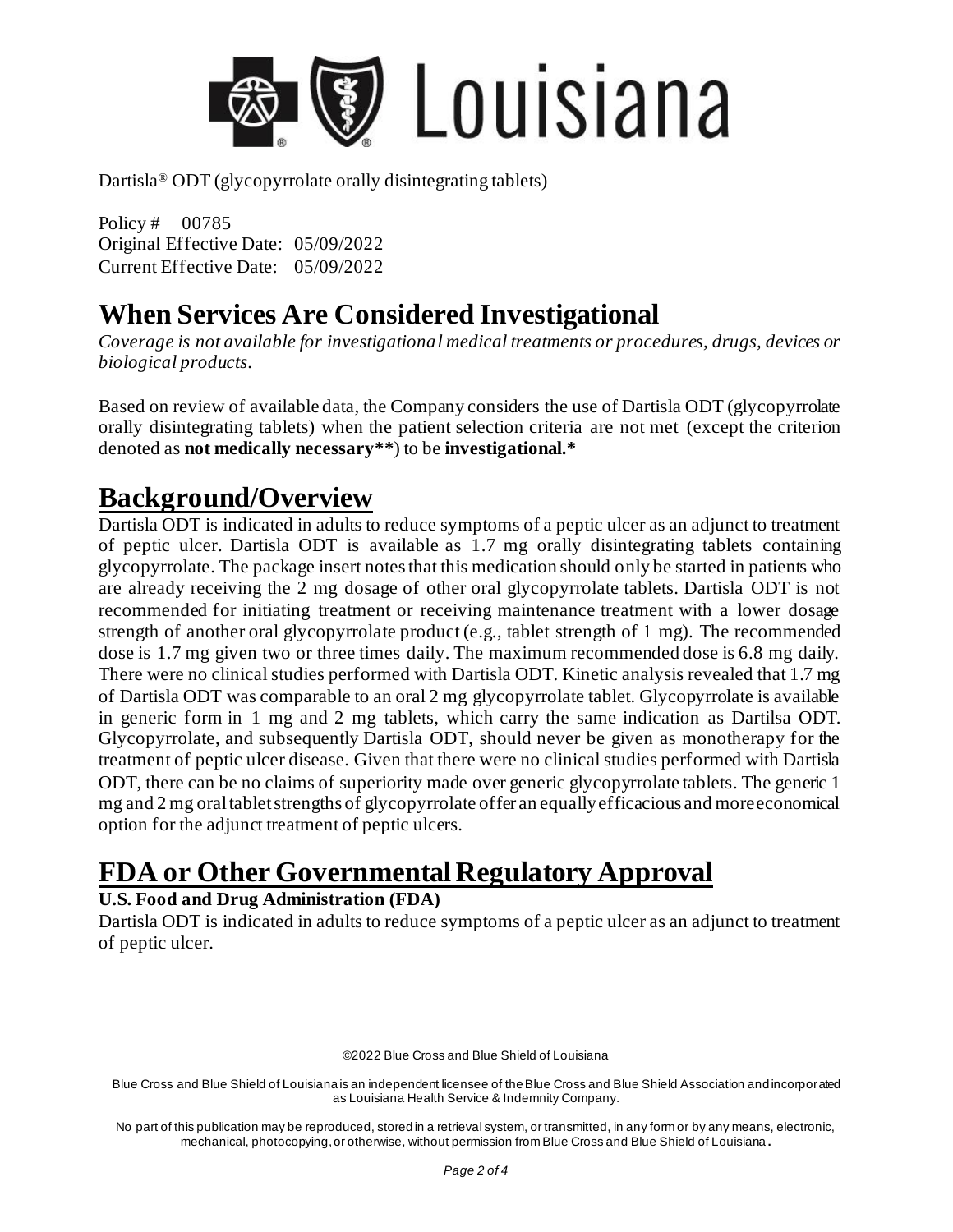Dartisla® ODT (glycopyrrolate orally disintegrating tablets)

Policy # 00785
Original Effective Date: 05/09/2022
Current Effective Date: 05/09/2022

# When Services Are Considered Investigational

*Coverage is not available for investigational medical treatments or procedures, drugs, devices or biological products.*

Based on review of available data, the Company considers the use of Dartisla ODT (glycopyrrolate orally disintegrating tablets) when the patient selection criteria are not met (except the criterion denoted as **not medically necessary****) to be **investigational.***

# Background/Overview

Dartisla ODT is indicated in adults to reduce symptoms of a peptic ulcer as an adjunct to treatment of peptic ulcer. Dartisla ODT is available as 1.7 mg orally disintegrating tablets containing glycopyrrolate. The package insert notes that this medication should only be started in patients who are already receiving the 2 mg dosage of other oral glycopyrrolate tablets. Dartisla ODT is not recommended for initiating treatment or receiving maintenance treatment with a lower dosage strength of another oral glycopyrrolate product (e.g., tablet strength of 1 mg). The recommended dose is 1.7 mg given two or three times daily. The maximum recommended dose is 6.8 mg daily. There were no clinical studies performed with Dartisla ODT. Kinetic analysis revealed that 1.7 mg of Dartisla ODT was comparable to an oral 2 mg glycopyrrolate tablet. Glycopyrrolate is available in generic form in 1 mg and 2 mg tablets, which carry the same indication as Dartilsa ODT. Glycopyrrolate, and subsequently Dartisla ODT, should never be given as monotherapy for the treatment of peptic ulcer disease. Given that there were no clinical studies performed with Dartisla ODT, there can be no claims of superiority made over generic glycopyrrolate tablets. The generic 1 mg and 2 mg oral tablet strengths of glycopyrrolate offer an equally efficacious and more economical option for the adjunct treatment of peptic ulcers.

# FDA or Other Governmental Regulatory Approval

### U.S. Food and Drug Administration (FDA)

Dartisla ODT is indicated in adults to reduce symptoms of a peptic ulcer as an adjunct to treatment of peptic ulcer.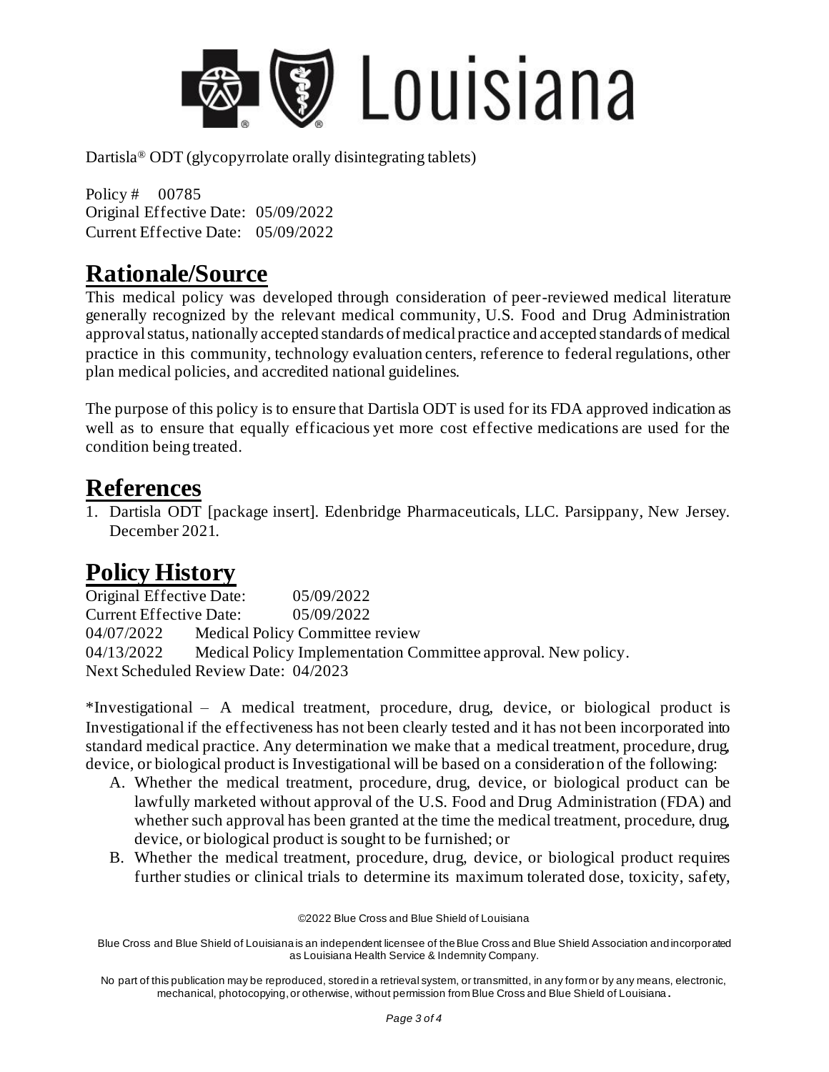Dartisla® ODT (glycopyrrolate orally disintegrating tablets)

Policy # 00785
Original Effective Date: 05/09/2022
Current Effective Date: 05/09/2022

# Rationale/Source

This medical policy was developed through consideration of peer-reviewed medical literature generally recognized by the relevant medical community, U.S. Food and Drug Administration approval status, nationally accepted standards of medical practice and accepted standards of medical practice in this community, technology evaluation centers, reference to federal regulations, other plan medical policies, and accredited national guidelines.

The purpose of this policy is to ensure that Dartisla ODT is used for its FDA approved indication as well as to ensure that equally efficacious yet more cost effective medications are used for the condition being treated.

# References

1. Dartisla ODT [package insert]. Edenbridge Pharmaceuticals, LLC. Parsippany, New Jersey. December 2021.

# Policy History

Original Effective Date: 05/09/2022
Current Effective Date: 05/09/2022
04/07/2022 Medical Policy Committee review
04/13/2022 Medical Policy Implementation Committee approval. New policy.
Next Scheduled Review Date: 04/2023

*Investigational – A medical treatment, procedure, drug, device, or biological product is Investigational if the effectiveness has not been clearly tested and it has not been incorporated into standard medical practice. Any determination we make that a medical treatment, procedure, drug, device, or biological product is Investigational will be based on a consideration of the following:

A. Whether the medical treatment, procedure, drug, device, or biological product can be lawfully marketed without approval of the U.S. Food and Drug Administration (FDA) and whether such approval has been granted at the time the medical treatment, procedure, drug, device, or biological product is sought to be furnished; or
B. Whether the medical treatment, procedure, drug, device, or biological product requires further studies or clinical trials to determine its maximum tolerated dose, toxicity, safety,

©2022 Blue Cross and Blue Shield of Louisiana

Blue Cross and Blue Shield of Louisiana is an independent licensee of the Blue Cross and Blue Shield Association and incorporated as Louisiana Health Service & Indemnity Company.

No part of this publication may be reproduced, stored in a retrieval system, or transmitted, in any form or by any means, electronic, mechanical, photocopying, or otherwise, without permission from Blue Cross and Blue Shield of Louisiana.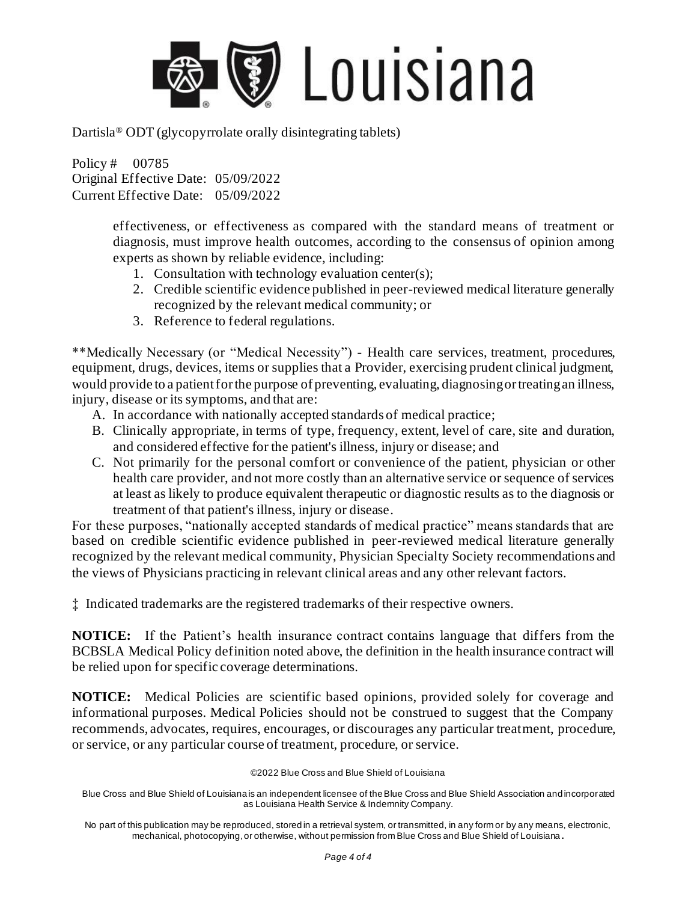effectiveness, or effectiveness as compared with the standard means of treatment or diagnosis, must improve health outcomes, according to the consensus of opinion among experts as shown by reliable evidence, including:

1. Consultation with technology evaluation center(s);
2. Credible scientific evidence published in peer-reviewed medical literature generally recognized by the relevant medical community; or
3. Reference to federal regulations.

**Medically Necessary (or "Medical Necessity") - Health care services, treatment, procedures, equipment, drugs, devices, items or supplies that a Provider, exercising prudent clinical judgment, would provide to a patient for the purpose of preventing, evaluating, diagnosing or treating an illness, injury, disease or its symptoms, and that are:

A. In accordance with nationally accepted standards of medical practice;
B. Clinically appropriate, in terms of type, frequency, extent, level of care, site and duration, and considered effective for the patient's illness, injury or disease; and
C. Not primarily for the personal comfort or convenience of the patient, physician or other health care provider, and not more costly than an alternative service or sequence of services at least as likely to produce equivalent therapeutic or diagnostic results as to the diagnosis or treatment of that patient's illness, injury or disease.

For these purposes, "nationally accepted standards of medical practice" means standards that are based on credible scientific evidence published in peer-reviewed medical literature generally recognized by the relevant medical community, Physician Specialty Society recommendations and the views of Physicians practicing in relevant clinical areas and any other relevant factors.

‡ Indicated trademarks are the registered trademarks of their respective owners.

**NOTICE:** If the Patient's health insurance contract contains language that differs from the BCBSLA Medical Policy definition noted above, the definition in the health insurance contract will be relied upon for specific coverage determinations.

**NOTICE:** Medical Policies are scientific based opinions, provided solely for coverage and informational purposes. Medical Policies should not be construed to suggest that the Company recommends, advocates, requires, encourages, or discourages any particular treatment, procedure, or service, or any particular course of treatment, procedure, or service.